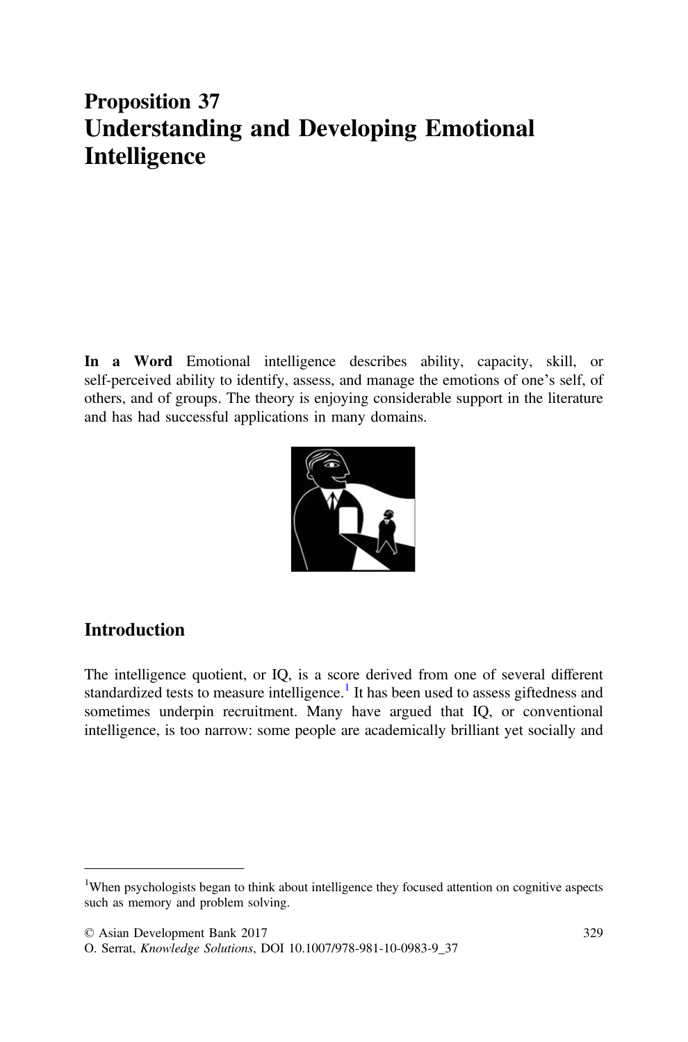# Proposition 37
# Understanding and Developing Emotional Intelligence

**In a Word** Emotional intelligence describes ability, capacity, skill, or self-perceived ability to identify, assess, and manage the emotions of one's self, of others, and of groups. The theory is enjoying considerable support in the literature and has had successful applications in many domains.

## Introduction

The intelligence quotient, or IQ, is a score derived from one of several different standardized tests to measure intelligence.[1] It has been used to assess giftedness and sometimes underpin recruitment. Many have argued that IQ, or conventional intelligence, is too narrow: some people are academically brilliant yet socially and

---

[1]When psychologists began to think about intelligence they focused attention on cognitive aspects such as memory and problem solving.

© Asian Development Bank 2017
O. Serrat, *Knowledge Solutions*, DOI 10.1007/978-981-10-0983-9_37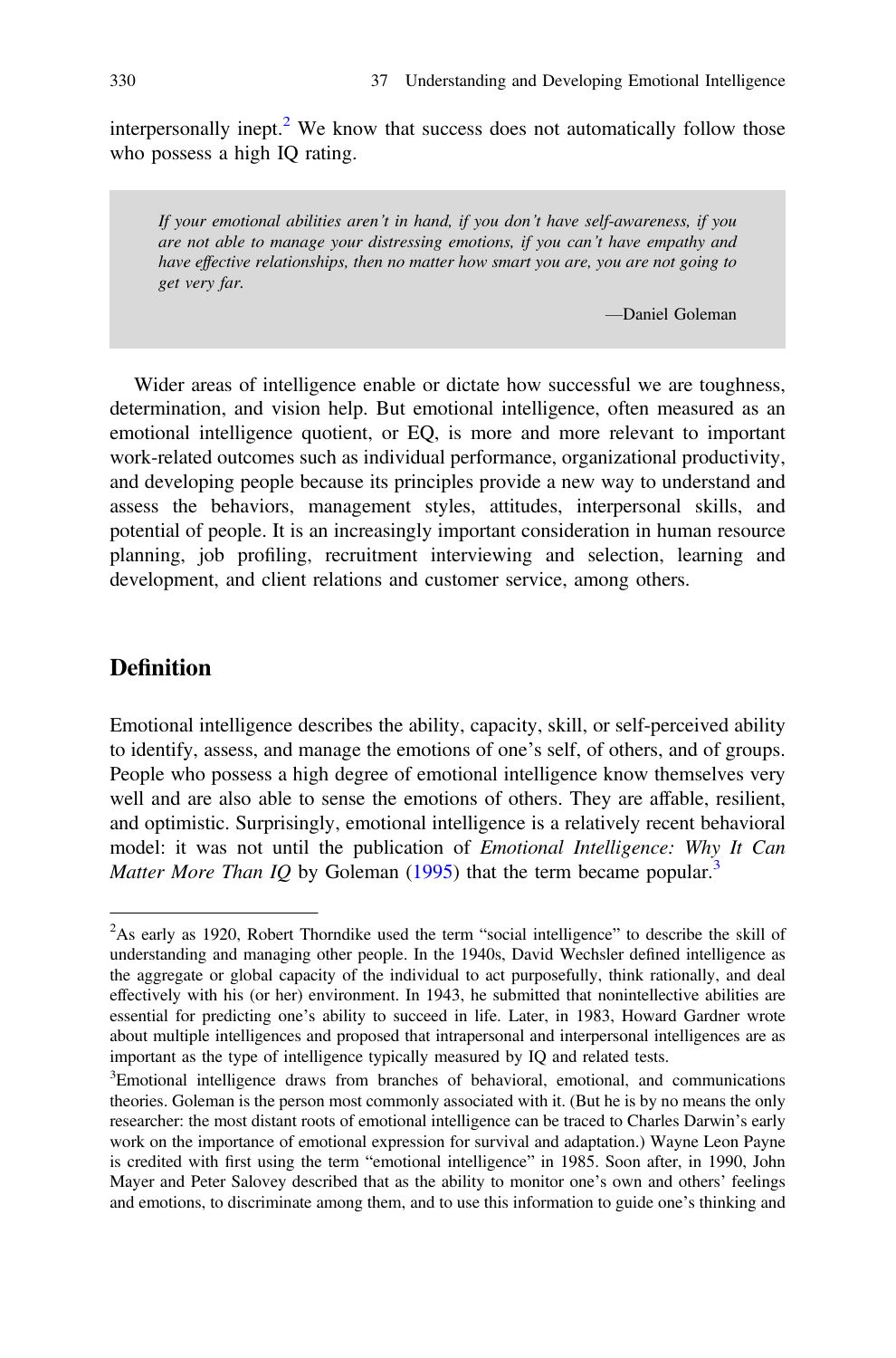interpersonally inept.[2] We know that success does not automatically follow those who possess a high IQ rating.

> *If your emotional abilities aren't in hand, if you don't have self-awareness, if you are not able to manage your distressing emotions, if you can't have empathy and have effective relationships, then no matter how smart you are, you are not going to get very far.*
>
> —Daniel Goleman

Wider areas of intelligence enable or dictate how successful we are toughness, determination, and vision help. But emotional intelligence, often measured as an emotional intelligence quotient, or EQ, is more and more relevant to important work-related outcomes such as individual performance, organizational productivity, and developing people because its principles provide a new way to understand and assess the behaviors, management styles, attitudes, interpersonal skills, and potential of people. It is an increasingly important consideration in human resource planning, job profiling, recruitment interviewing and selection, learning and development, and client relations and customer service, among others.

## Definition

Emotional intelligence describes the ability, capacity, skill, or self-perceived ability to identify, assess, and manage the emotions of one's self, of others, and of groups. People who possess a high degree of emotional intelligence know themselves very well and are also able to sense the emotions of others. They are affable, resilient, and optimistic. Surprisingly, emotional intelligence is a relatively recent behavioral model: it was not until the publication of *Emotional Intelligence: Why It Can Matter More Than IQ* by Goleman (1995) that the term became popular.[3]

---

[2] As early as 1920, Robert Thorndike used the term "social intelligence" to describe the skill of understanding and managing other people. In the 1940s, David Wechsler defined intelligence as the aggregate or global capacity of the individual to act purposefully, think rationally, and deal effectively with his (or her) environment. In 1943, he submitted that nonintellective abilities are essential for predicting one's ability to succeed in life. Later, in 1983, Howard Gardner wrote about multiple intelligences and proposed that intrapersonal and interpersonal intelligences are as important as the type of intelligence typically measured by IQ and related tests.

[3] Emotional intelligence draws from branches of behavioral, emotional, and communications theories. Goleman is the person most commonly associated with it. (But he is by no means the only researcher: the most distant roots of emotional intelligence can be traced to Charles Darwin's early work on the importance of emotional expression for survival and adaptation.) Wayne Leon Payne is credited with first using the term "emotional intelligence" in 1985. Soon after, in 1990, John Mayer and Peter Salovey described that as the ability to monitor one's own and others' feelings and emotions, to discriminate among them, and to use this information to guide one's thinking and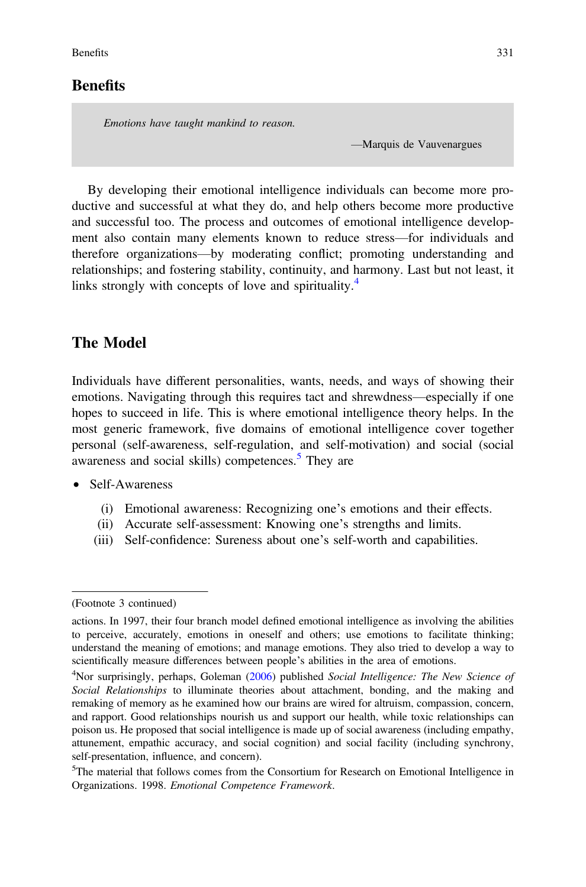## Benefits

> *Emotions have taught mankind to reason.*
>
> —Marquis de Vauvenargues

By developing their emotional intelligence individuals can become more productive and successful at what they do, and help others become more productive and successful too. The process and outcomes of emotional intelligence development also contain many elements known to reduce stress—for individuals and therefore organizations—by moderating conflict; promoting understanding and relationships; and fostering stability, continuity, and harmony. Last but not least, it links strongly with concepts of love and spirituality.[4]

## The Model

Individuals have different personalities, wants, needs, and ways of showing their emotions. Navigating through this requires tact and shrewdness—especially if one hopes to succeed in life. This is where emotional intelligence theory helps. In the most generic framework, five domains of emotional intelligence cover together personal (self-awareness, self-regulation, and self-motivation) and social (social awareness and social skills) competences.[5] They are

- Self-Awareness
  - (i) Emotional awareness: Recognizing one's emotions and their effects.
  - (ii) Accurate self-assessment: Knowing one's strengths and limits.
  - (iii) Self-confidence: Sureness about one's self-worth and capabilities.

---

(Footnote 3 continued)

actions. In 1997, their four branch model defined emotional intelligence as involving the abilities to perceive, accurately, emotions in oneself and others; use emotions to facilitate thinking; understand the meaning of emotions; and manage emotions. They also tried to develop a way to scientifically measure differences between people's abilities in the area of emotions.

[4]Nor surprisingly, perhaps, Goleman (2006) published *Social Intelligence: The New Science of Social Relationships* to illuminate theories about attachment, bonding, and the making and remaking of memory as he examined how our brains are wired for altruism, compassion, concern, and rapport. Good relationships nourish us and support our health, while toxic relationships can poison us. He proposed that social intelligence is made up of social awareness (including empathy, attunement, empathic accuracy, and social cognition) and social facility (including synchrony, self-presentation, influence, and concern).

[5]The material that follows comes from the Consortium for Research on Emotional Intelligence in Organizations. 1998. *Emotional Competence Framework*.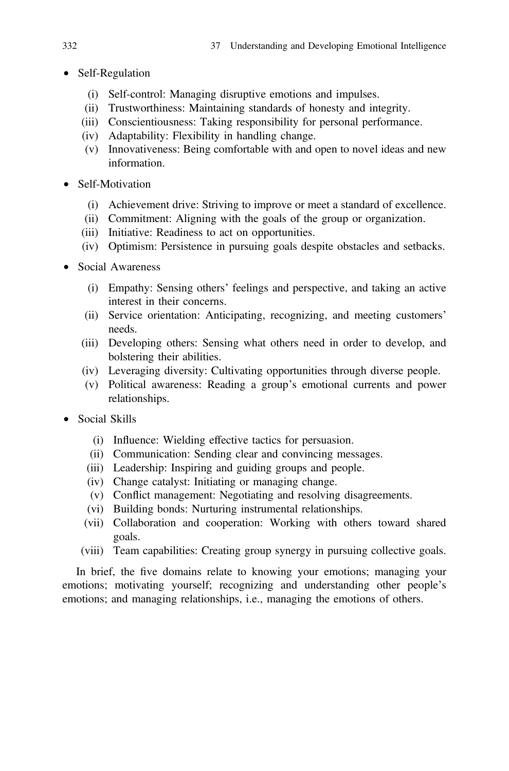- Self-Regulation
  - (i) Self-control: Managing disruptive emotions and impulses.
  - (ii) Trustworthiness: Maintaining standards of honesty and integrity.
  - (iii) Conscientiousness: Taking responsibility for personal performance.
  - (iv) Adaptability: Flexibility in handling change.
  - (v) Innovativeness: Being comfortable with and open to novel ideas and new information.
- Self-Motivation
  - (i) Achievement drive: Striving to improve or meet a standard of excellence.
  - (ii) Commitment: Aligning with the goals of the group or organization.
  - (iii) Initiative: Readiness to act on opportunities.
  - (iv) Optimism: Persistence in pursuing goals despite obstacles and setbacks.
- Social Awareness
  - (i) Empathy: Sensing others' feelings and perspective, and taking an active interest in their concerns.
  - (ii) Service orientation: Anticipating, recognizing, and meeting customers' needs.
  - (iii) Developing others: Sensing what others need in order to develop, and bolstering their abilities.
  - (iv) Leveraging diversity: Cultivating opportunities through diverse people.
  - (v) Political awareness: Reading a group's emotional currents and power relationships.
- Social Skills
  - (i) Influence: Wielding effective tactics for persuasion.
  - (ii) Communication: Sending clear and convincing messages.
  - (iii) Leadership: Inspiring and guiding groups and people.
  - (iv) Change catalyst: Initiating or managing change.
  - (v) Conflict management: Negotiating and resolving disagreements.
  - (vi) Building bonds: Nurturing instrumental relationships.
  - (vii) Collaboration and cooperation: Working with others toward shared goals.
  - (viii) Team capabilities: Creating group synergy in pursuing collective goals.

In brief, the five domains relate to knowing your emotions; managing your emotions; motivating yourself; recognizing and understanding other people's emotions; and managing relationships, i.e., managing the emotions of others.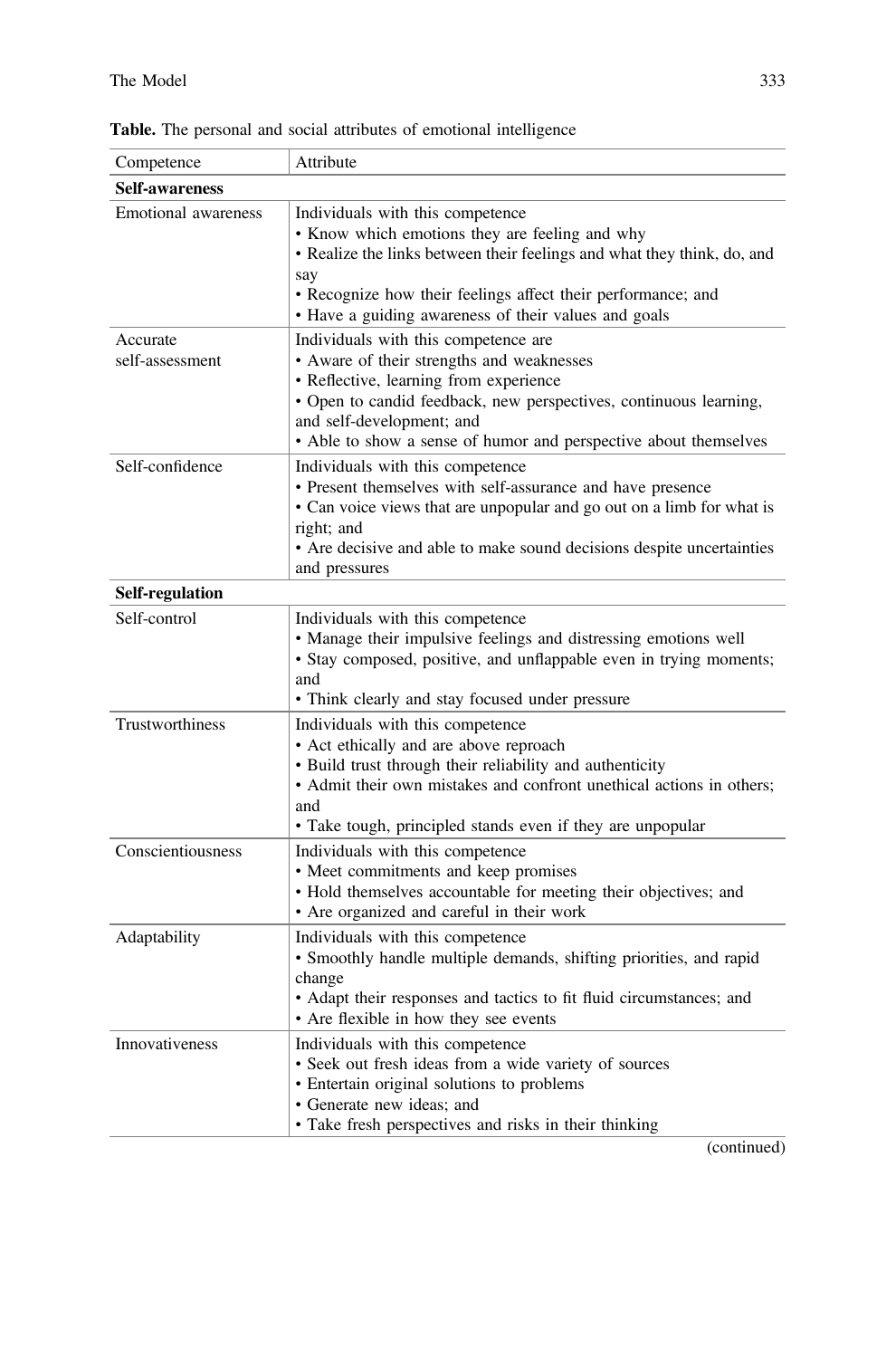**Table.** The personal and social attributes of emotional intelligence

| Competence | Attribute |
|---|---|
| **Self-awareness** | |
| Emotional awareness | Individuals with this competence<br>• Know which emotions they are feeling and why<br>• Realize the links between their feelings and what they think, do, and say<br>• Recognize how their feelings affect their performance; and<br>• Have a guiding awareness of their values and goals |
| Accurate self-assessment | Individuals with this competence are<br>• Aware of their strengths and weaknesses<br>• Reflective, learning from experience<br>• Open to candid feedback, new perspectives, continuous learning, and self-development; and<br>• Able to show a sense of humor and perspective about themselves |
| Self-confidence | Individuals with this competence<br>• Present themselves with self-assurance and have presence<br>• Can voice views that are unpopular and go out on a limb for what is right; and<br>• Are decisive and able to make sound decisions despite uncertainties and pressures |
| **Self-regulation** | |
| Self-control | Individuals with this competence<br>• Manage their impulsive feelings and distressing emotions well<br>• Stay composed, positive, and unflappable even in trying moments; and<br>• Think clearly and stay focused under pressure |
| Trustworthiness | Individuals with this competence<br>• Act ethically and are above reproach<br>• Build trust through their reliability and authenticity<br>• Admit their own mistakes and confront unethical actions in others; and<br>• Take tough, principled stands even if they are unpopular |
| Conscientiousness | Individuals with this competence<br>• Meet commitments and keep promises<br>• Hold themselves accountable for meeting their objectives; and<br>• Are organized and careful in their work |
| Adaptability | Individuals with this competence<br>• Smoothly handle multiple demands, shifting priorities, and rapid change<br>• Adapt their responses and tactics to fit fluid circumstances; and<br>• Are flexible in how they see events |
| Innovativeness | Individuals with this competence<br>• Seek out fresh ideas from a wide variety of sources<br>• Entertain original solutions to problems<br>• Generate new ideas; and<br>• Take fresh perspectives and risks in their thinking |

(continued)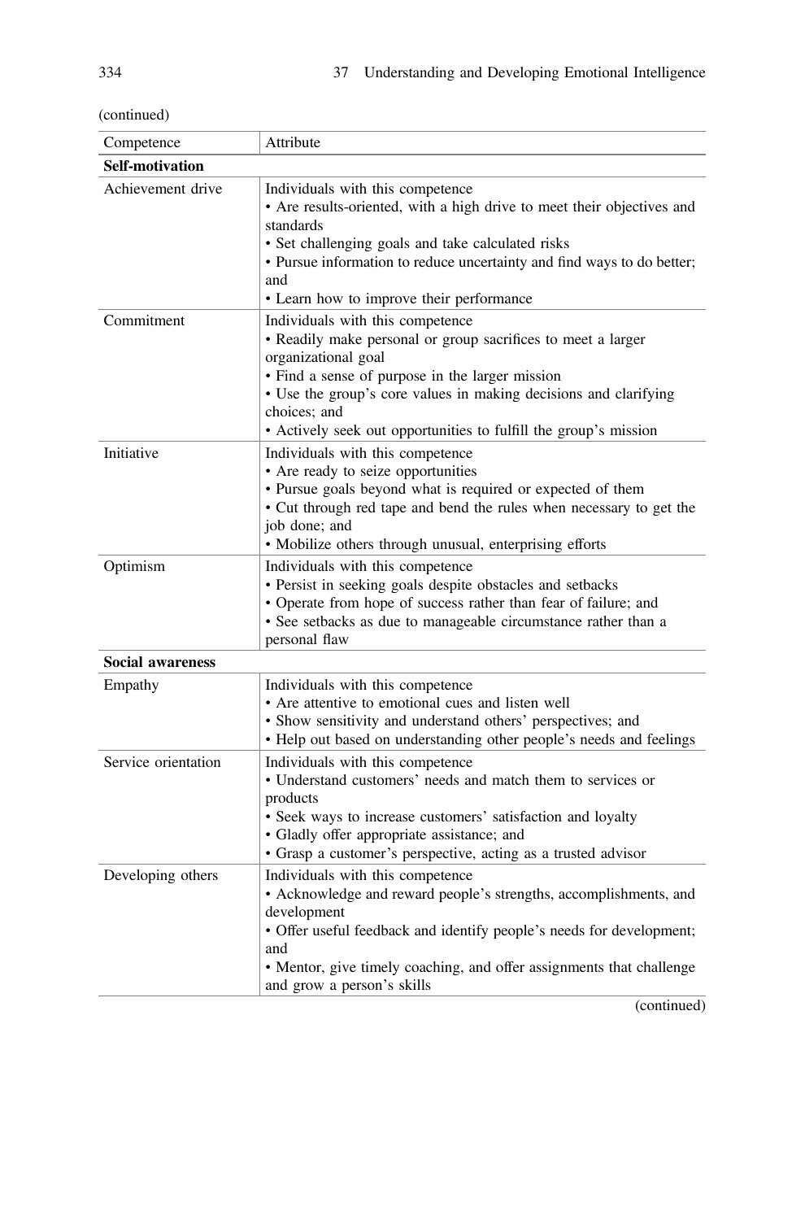(continued)

| Competence | Attribute |
|---|---|
| **Self-motivation** | |
| Achievement drive | Individuals with this competence<br>• Are results-oriented, with a high drive to meet their objectives and standards<br>• Set challenging goals and take calculated risks<br>• Pursue information to reduce uncertainty and find ways to do better; and<br>• Learn how to improve their performance |
| Commitment | Individuals with this competence<br>• Readily make personal or group sacrifices to meet a larger organizational goal<br>• Find a sense of purpose in the larger mission<br>• Use the group's core values in making decisions and clarifying choices; and<br>• Actively seek out opportunities to fulfill the group's mission |
| Initiative | Individuals with this competence<br>• Are ready to seize opportunities<br>• Pursue goals beyond what is required or expected of them<br>• Cut through red tape and bend the rules when necessary to get the job done; and<br>• Mobilize others through unusual, enterprising efforts |
| Optimism | Individuals with this competence<br>• Persist in seeking goals despite obstacles and setbacks<br>• Operate from hope of success rather than fear of failure; and<br>• See setbacks as due to manageable circumstance rather than a personal flaw |
| **Social awareness** | |
| Empathy | Individuals with this competence<br>• Are attentive to emotional cues and listen well<br>• Show sensitivity and understand others' perspectives; and<br>• Help out based on understanding other people's needs and feelings |
| Service orientation | Individuals with this competence<br>• Understand customers' needs and match them to services or products<br>• Seek ways to increase customers' satisfaction and loyalty<br>• Gladly offer appropriate assistance; and<br>• Grasp a customer's perspective, acting as a trusted advisor |
| Developing others | Individuals with this competence<br>• Acknowledge and reward people's strengths, accomplishments, and development<br>• Offer useful feedback and identify people's needs for development; and<br>• Mentor, give timely coaching, and offer assignments that challenge and grow a person's skills |

(continued)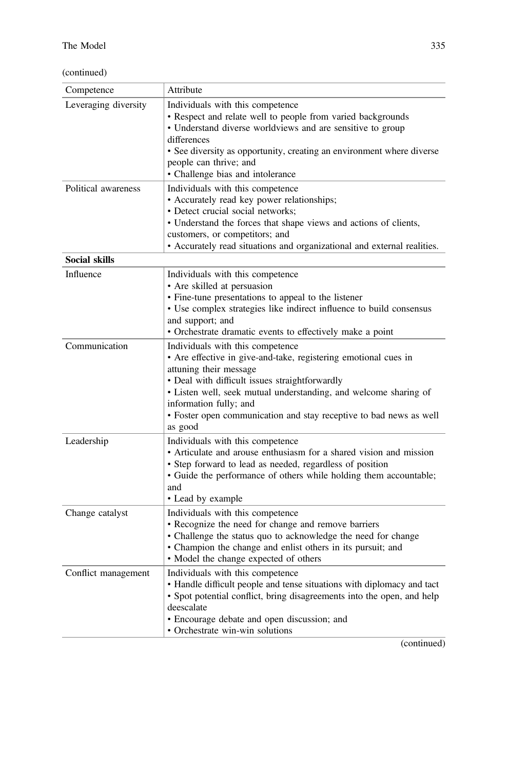(continued)

| Competence | Attribute |
|---|---|
| Leveraging diversity | Individuals with this competence<br>• Respect and relate well to people from varied backgrounds<br>• Understand diverse worldviews and are sensitive to group differences<br>• See diversity as opportunity, creating an environment where diverse people can thrive; and<br>• Challenge bias and intolerance |
| Political awareness | Individuals with this competence<br>• Accurately read key power relationships;<br>• Detect crucial social networks;<br>• Understand the forces that shape views and actions of clients, customers, or competitors; and<br>• Accurately read situations and organizational and external realities. |
| **Social skills** | |
| Influence | Individuals with this competence<br>• Are skilled at persuasion<br>• Fine-tune presentations to appeal to the listener<br>• Use complex strategies like indirect influence to build consensus and support; and<br>• Orchestrate dramatic events to effectively make a point |
| Communication | Individuals with this competence<br>• Are effective in give-and-take, registering emotional cues in attuning their message<br>• Deal with difficult issues straightforwardly<br>• Listen well, seek mutual understanding, and welcome sharing of information fully; and<br>• Foster open communication and stay receptive to bad news as well as good |
| Leadership | Individuals with this competence<br>• Articulate and arouse enthusiasm for a shared vision and mission<br>• Step forward to lead as needed, regardless of position<br>• Guide the performance of others while holding them accountable; and<br>• Lead by example |
| Change catalyst | Individuals with this competence<br>• Recognize the need for change and remove barriers<br>• Challenge the status quo to acknowledge the need for change<br>• Champion the change and enlist others in its pursuit; and<br>• Model the change expected of others |
| Conflict management | Individuals with this competence<br>• Handle difficult people and tense situations with diplomacy and tact<br>• Spot potential conflict, bring disagreements into the open, and help deescalate<br>• Encourage debate and open discussion; and<br>• Orchestrate win-win solutions |

(continued)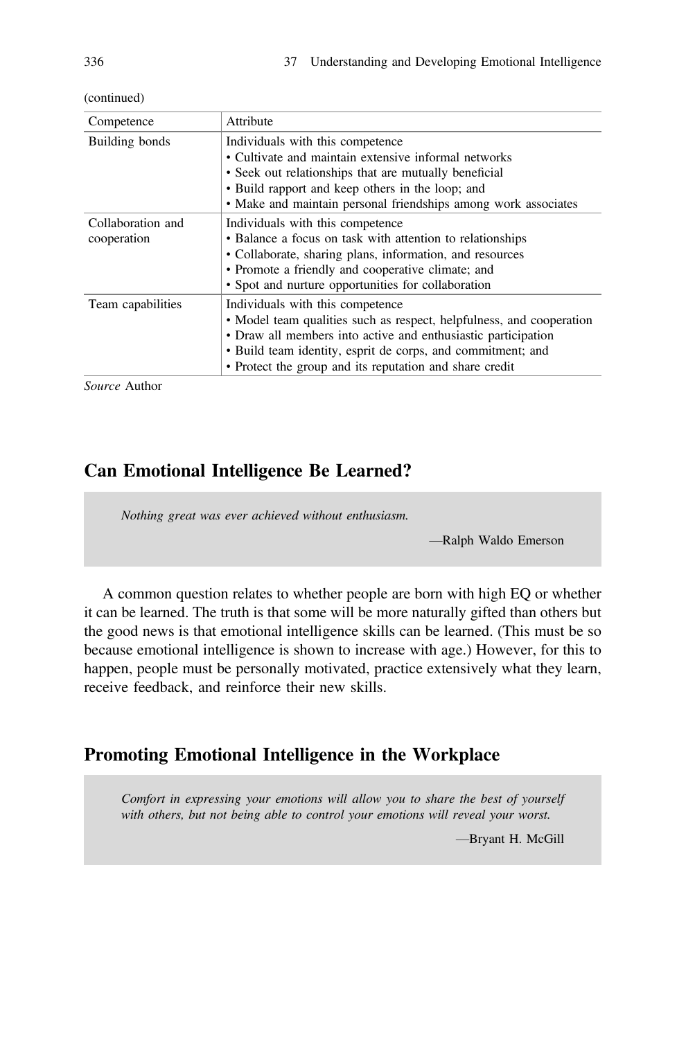(continued)

| Competence | Attribute |
| --- | --- |
| Building bonds | Individuals with this competence<br>• Cultivate and maintain extensive informal networks<br>• Seek out relationships that are mutually beneficial<br>• Build rapport and keep others in the loop; and<br>• Make and maintain personal friendships among work associates |
| Collaboration and cooperation | Individuals with this competence<br>• Balance a focus on task with attention to relationships<br>• Collaborate, sharing plans, information, and resources<br>• Promote a friendly and cooperative climate; and<br>• Spot and nurture opportunities for collaboration |
| Team capabilities | Individuals with this competence<br>• Model team qualities such as respect, helpfulness, and cooperation<br>• Draw all members into active and enthusiastic participation<br>• Build team identity, esprit de corps, and commitment; and<br>• Protect the group and its reputation and share credit |

*Source* Author

## Can Emotional Intelligence Be Learned?

> *Nothing great was ever achieved without enthusiasm.*
>
> —Ralph Waldo Emerson

A common question relates to whether people are born with high EQ or whether it can be learned. The truth is that some will be more naturally gifted than others but the good news is that emotional intelligence skills can be learned. (This must be so because emotional intelligence is shown to increase with age.) However, for this to happen, people must be personally motivated, practice extensively what they learn, receive feedback, and reinforce their new skills.

## Promoting Emotional Intelligence in the Workplace

> *Comfort in expressing your emotions will allow you to share the best of yourself with others, but not being able to control your emotions will reveal your worst.*
>
> —Bryant H. McGill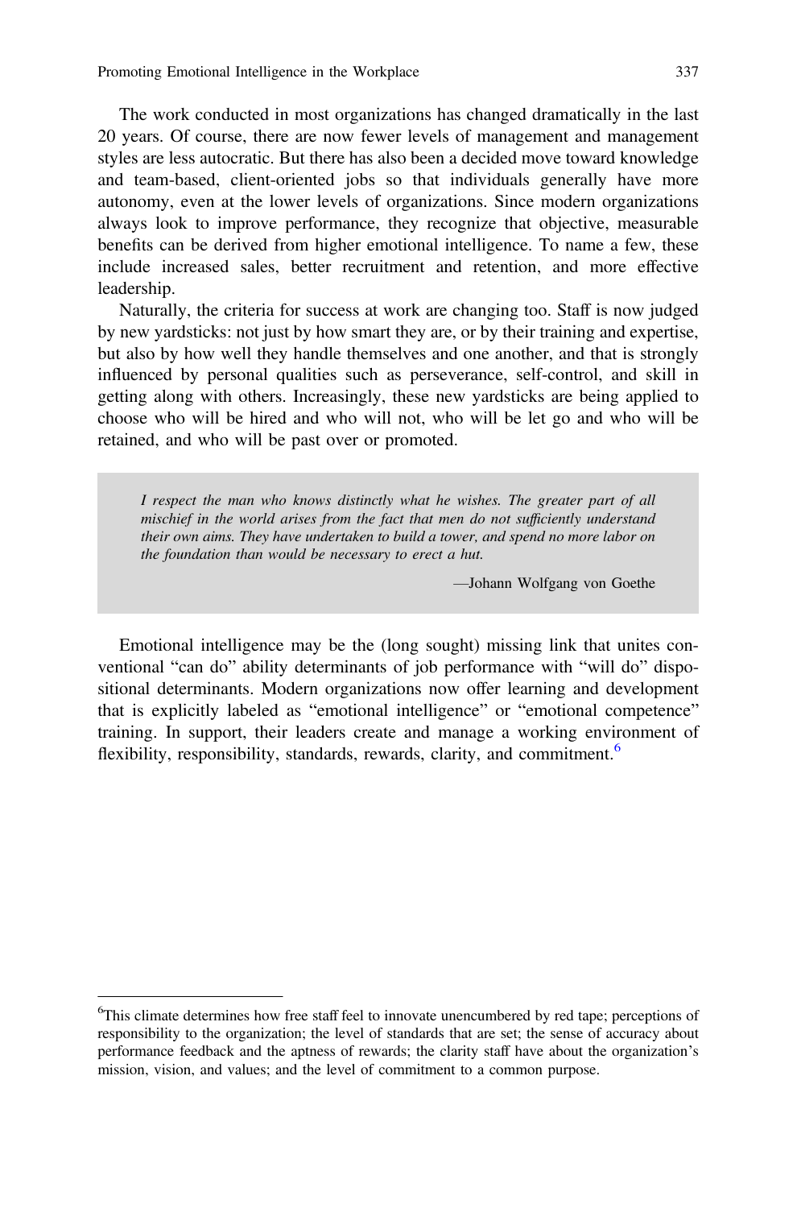The work conducted in most organizations has changed dramatically in the last 20 years. Of course, there are now fewer levels of management and management styles are less autocratic. But there has also been a decided move toward knowledge and team-based, client-oriented jobs so that individuals generally have more autonomy, even at the lower levels of organizations. Since modern organizations always look to improve performance, they recognize that objective, measurable benefits can be derived from higher emotional intelligence. To name a few, these include increased sales, better recruitment and retention, and more effective leadership.

Naturally, the criteria for success at work are changing too. Staff is now judged by new yardsticks: not just by how smart they are, or by their training and expertise, but also by how well they handle themselves and one another, and that is strongly influenced by personal qualities such as perseverance, self-control, and skill in getting along with others. Increasingly, these new yardsticks are being applied to choose who will be hired and who will not, who will be let go and who will be retained, and who will be past over or promoted.

> *I respect the man who knows distinctly what he wishes. The greater part of all mischief in the world arises from the fact that men do not sufficiently understand their own aims. They have undertaken to build a tower, and spend no more labor on the foundation than would be necessary to erect a hut.*
>
> —Johann Wolfgang von Goethe

Emotional intelligence may be the (long sought) missing link that unites conventional "can do" ability determinants of job performance with "will do" dispositional determinants. Modern organizations now offer learning and development that is explicitly labeled as "emotional intelligence" or "emotional competence" training. In support, their leaders create and manage a working environment of flexibility, responsibility, standards, rewards, clarity, and commitment.[6]

---

[6]This climate determines how free staff feel to innovate unencumbered by red tape; perceptions of responsibility to the organization; the level of standards that are set; the sense of accuracy about performance feedback and the aptness of rewards; the clarity staff have about the organization's mission, vision, and values; and the level of commitment to a common purpose.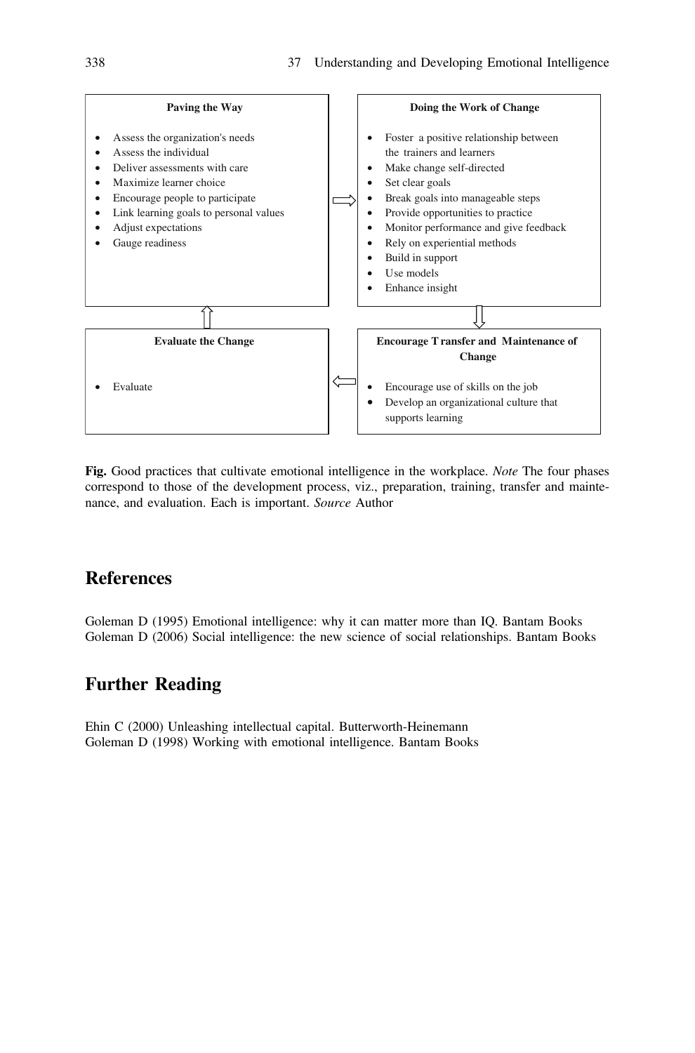**Paving the Way**

- Assess the organization's needs
- Assess the individual
- Deliver assessments with care
- Maximize learner choice
- Encourage people to participate
- Link learning goals to personal values
- Adjust expectations
- Gauge readiness

**Doing the Work of Change**

- Foster a positive relationship between the trainers and learners
- Make change self-directed
- Set clear goals
- Break goals into manageable steps
- Provide opportunities to practice
- Monitor performance and give feedback
- Rely on experiential methods
- Build in support
- Use models
- Enhance insight

**Encourage Transfer and Maintenance of Change**

- Encourage use of skills on the job
- Develop an organizational culture that supports learning

**Evaluate the Change**

- Evaluate

**Fig.** Good practices that cultivate emotional intelligence in the workplace. *Note* The four phases correspond to those of the development process, viz., preparation, training, transfer and maintenance, and evaluation. Each is important. *Source* Author

## References

Goleman D (1995) Emotional intelligence: why it can matter more than IQ. Bantam Books
Goleman D (2006) Social intelligence: the new science of social relationships. Bantam Books

## Further Reading

Ehin C (2000) Unleashing intellectual capital. Butterworth-Heinemann
Goleman D (1998) Working with emotional intelligence. Bantam Books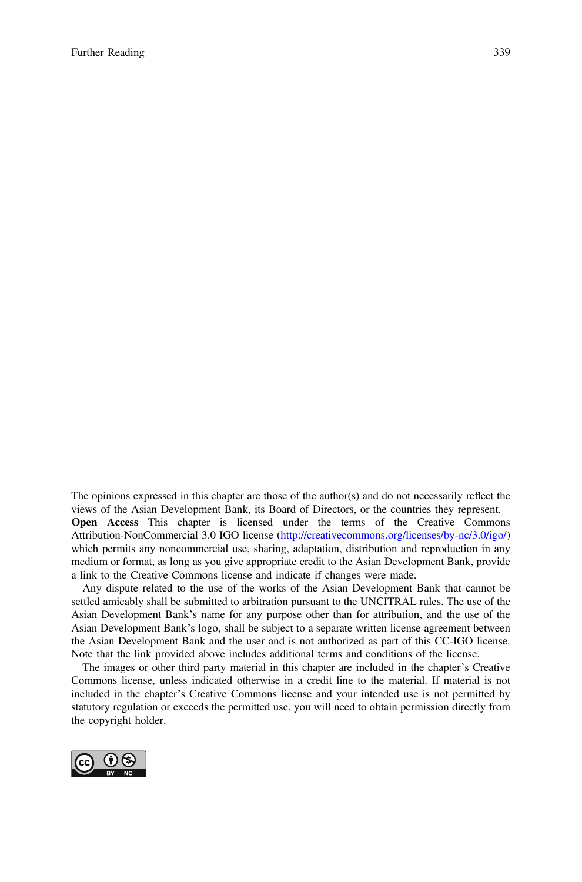The opinions expressed in this chapter are those of the author(s) and do not necessarily reflect the views of the Asian Development Bank, its Board of Directors, or the countries they represent.

**Open Access** This chapter is licensed under the terms of the Creative Commons Attribution-NonCommercial 3.0 IGO license (http://creativecommons.org/licenses/by-nc/3.0/igo/) which permits any noncommercial use, sharing, adaptation, distribution and reproduction in any medium or format, as long as you give appropriate credit to the Asian Development Bank, provide a link to the Creative Commons license and indicate if changes were made.

Any dispute related to the use of the works of the Asian Development Bank that cannot be settled amicably shall be submitted to arbitration pursuant to the UNCITRAL rules. The use of the Asian Development Bank's name for any purpose other than for attribution, and the use of the Asian Development Bank's logo, shall be subject to a separate written license agreement between the Asian Development Bank and the user and is not authorized as part of this CC-IGO license. Note that the link provided above includes additional terms and conditions of the license.

The images or other third party material in this chapter are included in the chapter's Creative Commons license, unless indicated otherwise in a credit line to the material. If material is not included in the chapter's Creative Commons license and your intended use is not permitted by statutory regulation or exceeds the permitted use, you will need to obtain permission directly from the copyright holder.